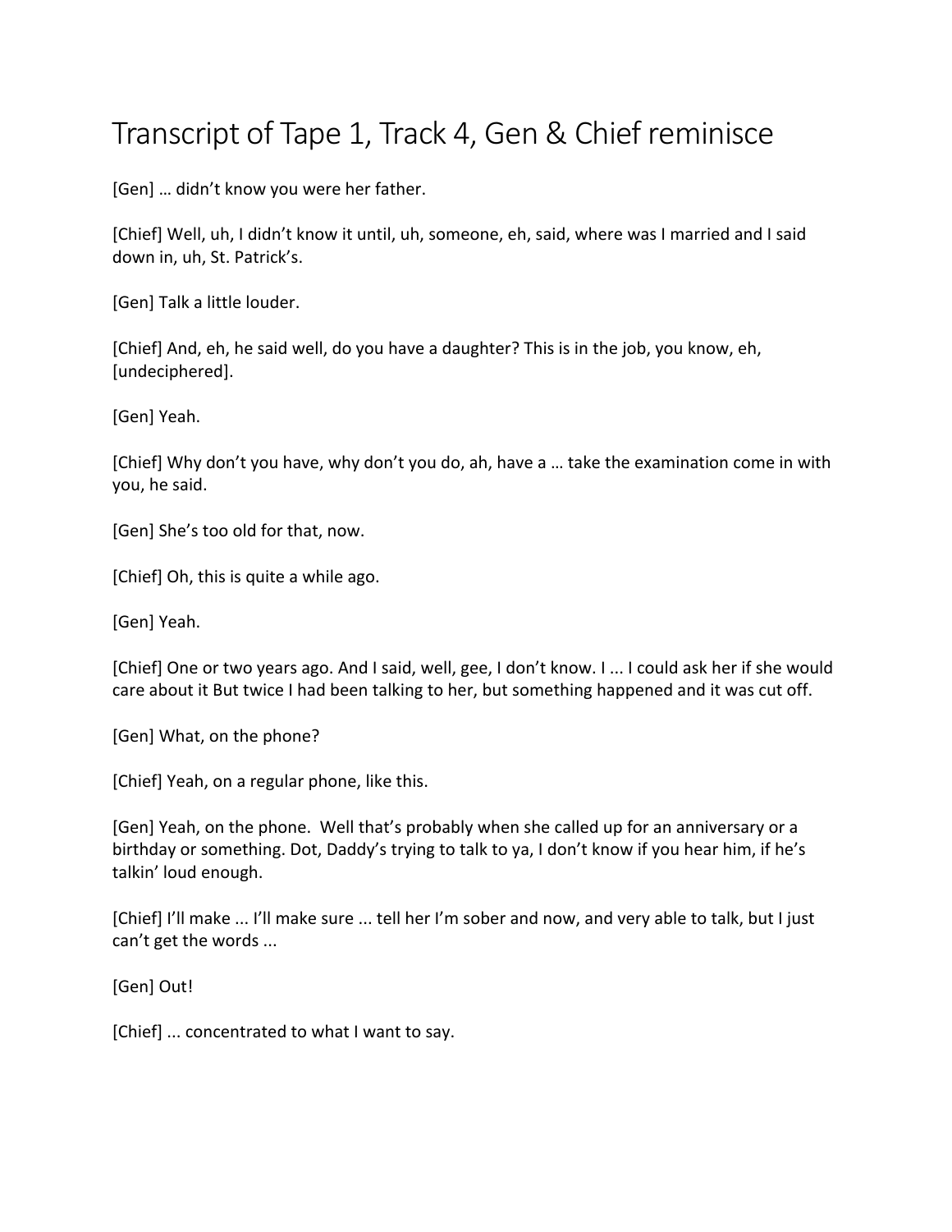# Transcript of Tape 1, Track 4, Gen & Chief reminisce

[Gen] … didn't know you were her father.

[Chief] Well, uh, I didn't know it until, uh, someone, eh, said, where was I married and I said down in, uh, St. Patrick's.

[Gen] Talk a little louder.

[Chief] And, eh, he said well, do you have a daughter? This is in the job, you know, eh, [undeciphered].

[Gen] Yeah.

[Chief] Why don't you have, why don't you do, ah, have a … take the examination come in with you, he said.

[Gen] She's too old for that, now.

[Chief] Oh, this is quite a while ago.

[Gen] Yeah.

[Chief] One or two years ago. And I said, well, gee, I don't know. I ... I could ask her if she would care about it But twice I had been talking to her, but something happened and it was cut off.

[Gen] What, on the phone?

[Chief] Yeah, on a regular phone, like this.

[Gen] Yeah, on the phone. Well that's probably when she called up for an anniversary or a birthday or something. Dot, Daddy's trying to talk to ya, I don't know if you hear him, if he's talkin' loud enough.

[Chief] I'll make ... I'll make sure ... tell her I'm sober and now, and very able to talk, but I just can't get the words ...

[Gen] Out!

[Chief] ... concentrated to what I want to say.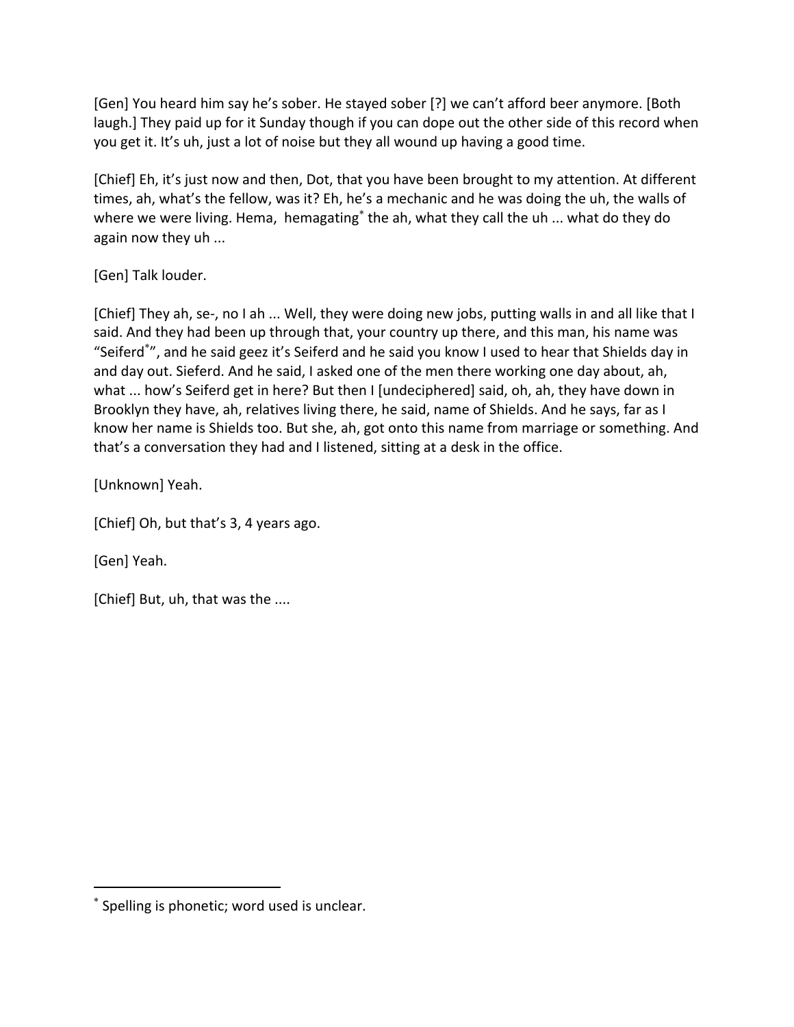[Gen] You heard him say he's sober. He stayed sober [?] we can't afford beer anymore. [Both laugh.] They paid up for it Sunday though if you can dope out the other side of this record when you get it. It's uh, just a lot of noise but they all wound up having a good time.

[Chief] Eh, it's just now and then, Dot, that you have been brought to my attention. At different times, ah, what's the fellow, was it? Eh, he's a mechanic and he was doing the uh, the walls of where we were living. Hema, hemagating* the ah, what they call the uh ... what do they do again now they uh ...

[Gen] Talk louder.

[Chief] They ah, se-, no I ah ... Well, they were doing new jobs, putting walls in and all like that I said. And they had been up through that, your country up there, and this man, his name was "Seiferd*", and he said geez it's Seiferd and he said you know I used to hear that Shields day in and day out. Sieferd. And he said, I asked one of the men there working one day about, ah, what ... how's Seiferd get in here? But then I [undeciphered] said, oh, ah, they have down in Brooklyn they have, ah, relatives living there, he said, name of Shields. And he says, far as I know her name is Shields too. But she, ah, got onto this name from marriage or something. And that's a conversation they had and I listened, sitting at a desk in the office.

[Unknown] Yeah.

[Chief] Oh, but that's 3, 4 years ago.

[Gen] Yeah.

[Chief] But, uh, that was the ....

---

* Spelling is phonetic; word used is unclear.